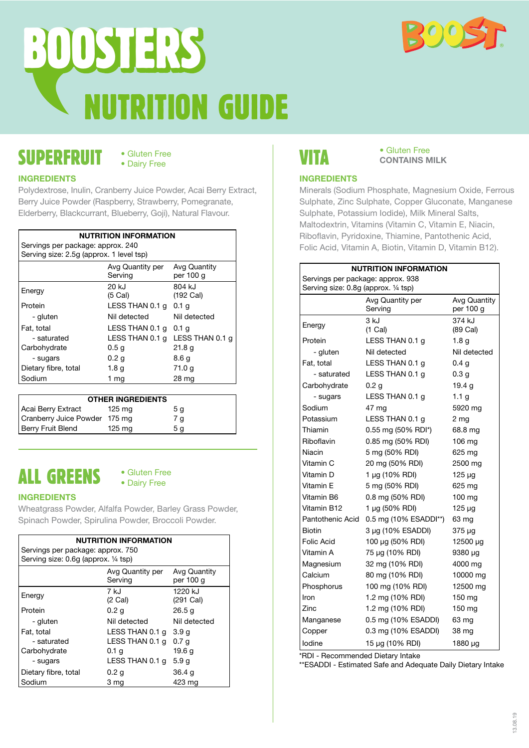# BOOSTERS NUTRITION GUIDE

BOOST®

## SUPERFRUIT

- Gluten Free
- Dairy Free

### INGREDIENTS

Polydextrose, Inulin, Cranberry Juice Powder, Acai Berry Extract, Berry Juice Powder (Raspberry, Strawberry, Pomegranate, Elderberry, Blackcurrant, Blueberry, Goji), Natural Flavour.

**NUTRITION INFORMATION**

Servings per package: approx. 240
Serving size: 2.5g (approx. 1 level tsp)

| | Avg Quantity per Serving | Avg Quantity per 100 g |
|---|---|---|
| Energy | 20 kJ (5 Cal) | 804 kJ (192 Cal) |
| Protein | LESS THAN 0.1 g | 0.1 g |
| - gluten | Nil detected | Nil detected |
| Fat, total | LESS THAN 0.1 g | 0.1 g |
| - saturated | LESS THAN 0.1 g | LESS THAN 0.1 g |
| Carbohydrate | 0.5 g | 21.8 g |
| - sugars | 0.2 g | 8.6 g |
| Dietary fibre, total | 1.8 g | 71.0 g |
| Sodium | 1 mg | 28 mg |

**OTHER INGREDIENTS**

| | | |
|---|---|---|
| Acai Berry Extract | 125 mg | 5 g |
| Cranberry Juice Powder | 175 mg | 7 g |
| Berry Fruit Blend | 125 mg | 5 g |

## ALL GREENS

- Gluten Free
- Dairy Free

### INGREDIENTS

Wheatgrass Powder, Alfalfa Powder, Barley Grass Powder, Spinach Powder, Spirulina Powder, Broccoli Powder.

**NUTRITION INFORMATION**

Servings per package: approx. 750
Serving size: 0.6g (approx. ¼ tsp)

| | Avg Quantity per Serving | Avg Quantity per 100 g |
|---|---|---|
| Energy | 7 kJ (2 Cal) | 1220 kJ (291 Cal) |
| Protein | 0.2 g | 26.5 g |
| - gluten | Nil detected | Nil detected |
| Fat, total | LESS THAN 0.1 g | 3.9 g |
| - saturated | LESS THAN 0.1 g | 0.7 g |
| Carbohydrate | 0.1 g | 19.6 g |
| - sugars | LESS THAN 0.1 g | 5.9 g |
| Dietary fibre, total | 0.2 g | 36.4 g |
| Sodium | 3 mg | 423 mg |

## VITA

- Gluten Free

CONTAINS MILK

### INGREDIENTS

Minerals (Sodium Phosphate, Magnesium Oxide, Ferrous Sulphate, Zinc Sulphate, Copper Gluconate, Manganese Sulphate, Potassium Iodide), Milk Mineral Salts, Maltodextrin, Vitamins (Vitamin C, Vitamin E, Niacin, Riboflavin, Pyridoxine, Thiamine, Pantothenic Acid, Folic Acid, Vitamin A, Biotin, Vitamin D, Vitamin B12).

**NUTRITION INFORMATION**

Servings per package: approx. 938
Serving size: 0.8g (approx. ¼ tsp)

| | Avg Quantity per Serving | Avg Quantity per 100 g |
|---|---|---|
| Energy | 3 kJ (1 Cal) | 374 kJ (89 Cal) |
| Protein | LESS THAN 0.1 g | 1.8 g |
| - gluten | Nil detected | Nil detected |
| Fat, total | LESS THAN 0.1 g | 0.4 g |
| - saturated | LESS THAN 0.1 g | 0.3 g |
| Carbohydrate | 0.2 g | 19.4 g |
| - sugars | LESS THAN 0.1 g | 1.1 g |
| Sodium | 47 mg | 5920 mg |
| Potassium | LESS THAN 0.1 g | 2 mg |
| Thiamin | 0.55 mg (50% RDI*) | 68.8 mg |
| Riboflavin | 0.85 mg (50% RDI) | 106 mg |
| Niacin | 5 mg (50% RDI) | 625 mg |
| Vitamin C | 20 mg (50% RDI) | 2500 mg |
| Vitamin D | 1 µg (10% RDI) | 125 µg |
| Vitamin E | 5 mg (50% RDI) | 625 mg |
| Vitamin B6 | 0.8 mg (50% RDI) | 100 mg |
| Vitamin B12 | 1 µg (50% RDI) | 125 µg |
| Pantothenic Acid | 0.5 mg (10% ESADDI**) | 63 mg |
| Biotin | 3 µg (10% ESADDI) | 375 µg |
| Folic Acid | 100 µg (50% RDI) | 12500 µg |
| Vitamin A | 75 µg (10% RDI) | 9380 µg |
| Magnesium | 32 mg (10% RDI) | 4000 mg |
| Calcium | 80 mg (10% RDI) | 10000 mg |
| Phosphorus | 100 mg (10% RDI) | 12500 mg |
| Iron | 1.2 mg (10% RDI) | 150 mg |
| Zinc | 1.2 mg (10% RDI) | 150 mg |
| Manganese | 0.5 mg (10% ESADDI) | 63 mg |
| Copper | 0.3 mg (10% ESADDI) | 38 mg |
| Iodine | 15 µg (10% RDI) | 1880 µg |

*RDI - Recommended Dietary Intake
**ESADDI - Estimated Safe and Adequate Daily Dietary Intake

13.08.19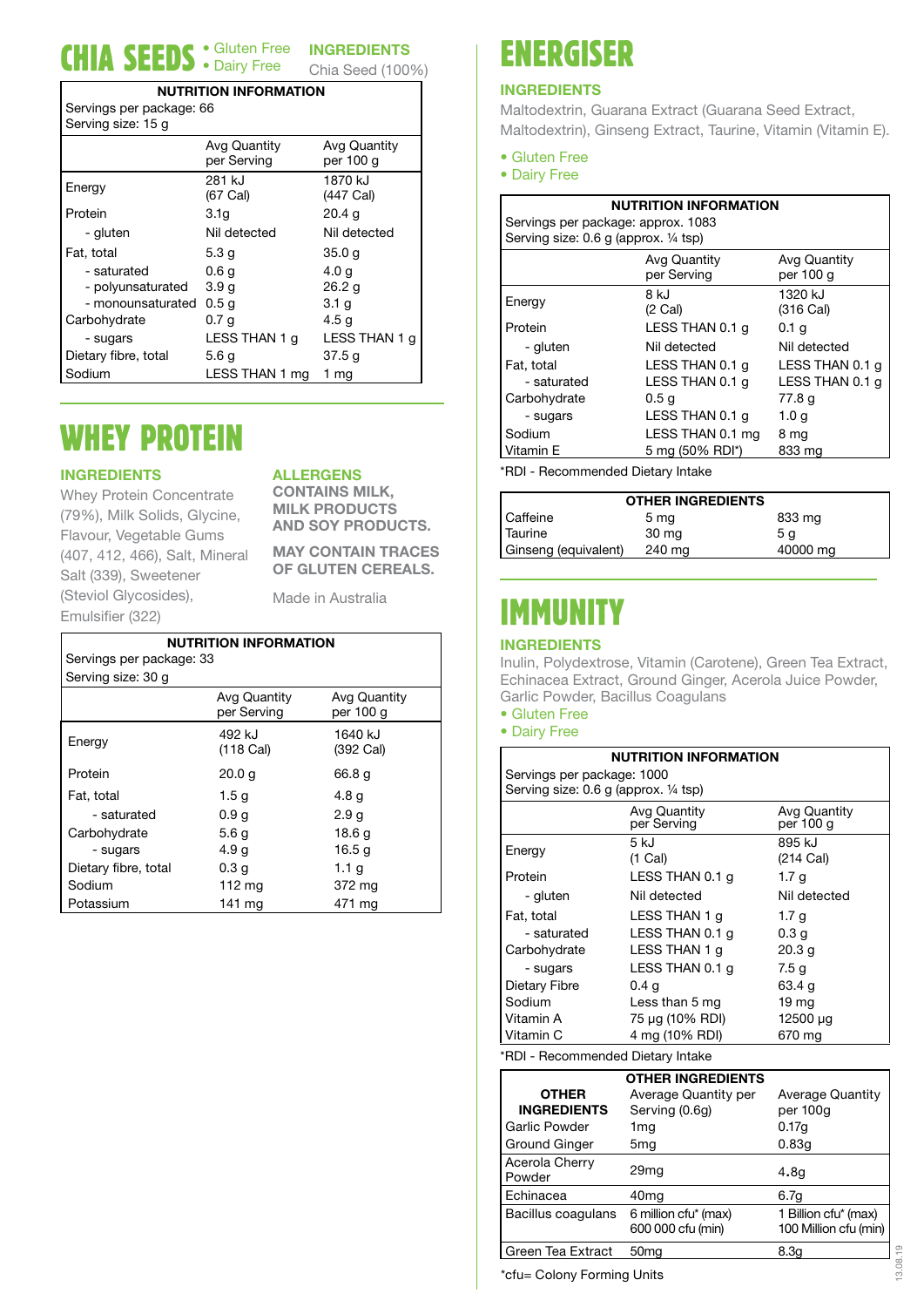# CHIA SEEDS

- Gluten Free
- Dairy Free

**INGREDIENTS**

Chia Seed (100%)

| NUTRITION INFORMATION | | |
|---|---|---|
| Servings per package: 66 | | |
| Serving size: 15 g | | |
| | Avg Quantity per Serving | Avg Quantity per 100 g |
| Energy | 281 kJ (67 Cal) | 1870 kJ (447 Cal) |
| Protein | 3.1g | 20.4 g |
| - gluten | Nil detected | Nil detected |
| Fat, total | 5.3 g | 35.0 g |
| - saturated | 0.6 g | 4.0 g |
| - polyunsaturated | 3.9 g | 26.2 g |
| - monounsaturated | 0.5 g | 3.1 g |
| Carbohydrate | 0.7 g | 4.5 g |
| - sugars | LESS THAN 1 g | LESS THAN 1 g |
| Dietary fibre, total | 5.6 g | 37.5 g |
| Sodium | LESS THAN 1 mg | 1 mg |

# WHEY PROTEIN

**INGREDIENTS**

Whey Protein Concentrate (79%), Milk Solids, Glycine, Flavour, Vegetable Gums (407, 412, 466), Salt, Mineral Salt (339), Sweetener (Steviol Glycosides), Emulsifier (322)

**ALLERGENS**

**CONTAINS MILK, MILK PRODUCTS AND SOY PRODUCTS.**

**MAY CONTAIN TRACES OF GLUTEN CEREALS.**

Made in Australia

| NUTRITION INFORMATION | | |
|---|---|---|
| Servings per package: 33 | | |
| Serving size: 30 g | | |
| | Avg Quantity per Serving | Avg Quantity per 100 g |
| Energy | 492 kJ (118 Cal) | 1640 kJ (392 Cal) |
| Protein | 20.0 g | 66.8 g |
| Fat, total | 1.5 g | 4.8 g |
| - saturated | 0.9 g | 2.9 g |
| Carbohydrate | 5.6 g | 18.6 g |
| - sugars | 4.9 g | 16.5 g |
| Dietary fibre, total | 0.3 g | 1.1 g |
| Sodium | 112 mg | 372 mg |
| Potassium | 141 mg | 471 mg |

# ENERGISER

**INGREDIENTS**

Maltodextrin, Guarana Extract (Guarana Seed Extract, Maltodextrin), Ginseng Extract, Taurine, Vitamin (Vitamin E).

- Gluten Free
- Dairy Free

| NUTRITION INFORMATION | | |
|---|---|---|
| Servings per package: approx. 1083 | | |
| Serving size: 0.6 g (approx. ¼ tsp) | | |
| | Avg Quantity per Serving | Avg Quantity per 100 g |
| Energy | 8 kJ (2 Cal) | 1320 kJ (316 Cal) |
| Protein | LESS THAN 0.1 g | 0.1 g |
| - gluten | Nil detected | Nil detected |
| Fat, total | LESS THAN 0.1 g | LESS THAN 0.1 g |
| - saturated | LESS THAN 0.1 g | LESS THAN 0.1 g |
| Carbohydrate | 0.5 g | 77.8 g |
| - sugars | LESS THAN 0.1 g | 1.0 g |
| Sodium | LESS THAN 0.1 mg | 8 mg |
| Vitamin E | 5 mg (50% RDI*) | 833 mg |

*RDI - Recommended Dietary Intake

| OTHER INGREDIENTS | | |
|---|---|---|
| Caffeine | 5 mg | 833 mg |
| Taurine | 30 mg | 5 g |
| Ginseng (equivalent) | 240 mg | 40000 mg |

# IMMUNITY

**INGREDIENTS**

Inulin, Polydextrose, Vitamin (Carotene), Green Tea Extract, Echinacea Extract, Ground Ginger, Acerola Juice Powder, Garlic Powder, Bacillus Coagulans

- Gluten Free
- Dairy Free

| NUTRITION INFORMATION | | |
|---|---|---|
| Servings per package: 1000 | | |
| Serving size: 0.6 g (approx. ¼ tsp) | | |
| | Avg Quantity per Serving | Avg Quantity per 100 g |
| Energy | 5 kJ (1 Cal) | 895 kJ (214 Cal) |
| Protein | LESS THAN 0.1 g | 1.7 g |
| - gluten | Nil detected | Nil detected |
| Fat, total | LESS THAN 1 g | 1.7 g |
| - saturated | LESS THAN 0.1 g | 0.3 g |
| Carbohydrate | LESS THAN 1 g | 20.3 g |
| - sugars | LESS THAN 0.1 g | 7.5 g |
| Dietary Fibre | 0.4 g | 63.4 g |
| Sodium | Less than 5 mg | 19 mg |
| Vitamin A | 75 µg (10% RDI) | 12500 µg |
| Vitamin C | 4 mg (10% RDI) | 670 mg |

*RDI - Recommended Dietary Intake

| OTHER INGREDIENTS | | |
|---|---|---|
| **OTHER INGREDIENTS** | Average Quantity per Serving (0.6g) | Average Quantity per 100g |
| Garlic Powder | 1mg | 0.17g |
| Ground Ginger | 5mg | 0.83g |
| Acerola Cherry Powder | 29mg | 4.8g |
| Echinacea | 40mg | 6.7g |
| Bacillus coagulans | 6 million cfu* (max) 600 000 cfu (min) | 1 Billion cfu* (max) 100 Million cfu (min) |
| Green Tea Extract | 50mg | 8.3g |

*cfu= Colony Forming Units

13.08.19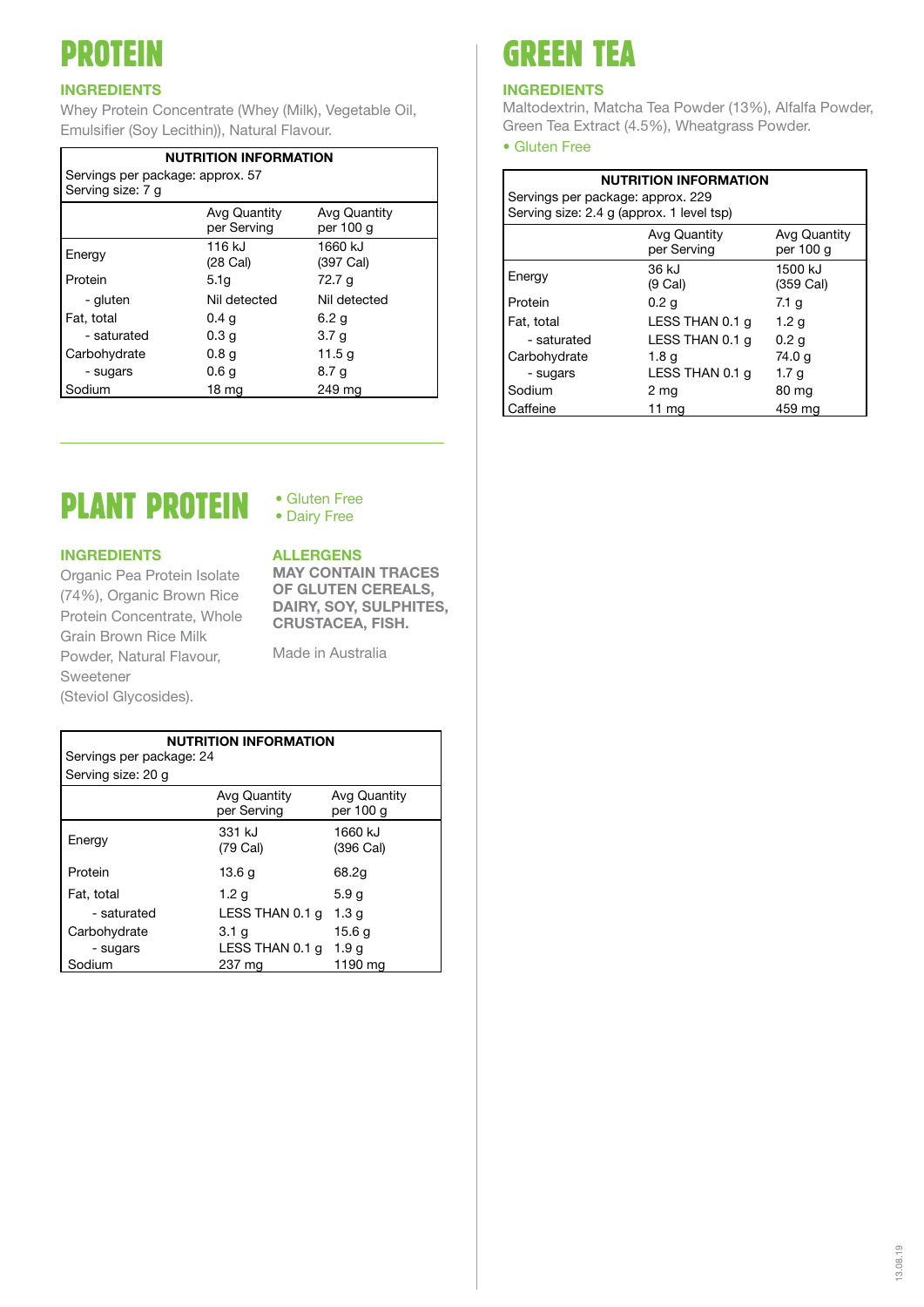# PROTEIN

### INGREDIENTS

Whey Protein Concentrate (Whey (Milk), Vegetable Oil, Emulsifier (Soy Lecithin)), Natural Flavour.

**NUTRITION INFORMATION**

Servings per package: approx. 57
Serving size: 7 g

| | Avg Quantity per Serving | Avg Quantity per 100 g |
|---|---|---|
| Energy | 116 kJ (28 Cal) | 1660 kJ (397 Cal) |
| Protein | 5.1g | 72.7 g |
| - gluten | Nil detected | Nil detected |
| Fat, total | 0.4 g | 6.2 g |
| - saturated | 0.3 g | 3.7 g |
| Carbohydrate | 0.8 g | 11.5 g |
| - sugars | 0.6 g | 8.7 g |
| Sodium | 18 mg | 249 mg |

# PLANT PROTEIN

- Gluten Free
- Dairy Free

### INGREDIENTS

Organic Pea Protein Isolate (74%), Organic Brown Rice Protein Concentrate, Whole Grain Brown Rice Milk Powder, Natural Flavour, Sweetener (Steviol Glycosides).

### ALLERGENS

**MAY CONTAIN TRACES OF GLUTEN CEREALS, DAIRY, SOY, SULPHITES, CRUSTACEA, FISH.**

Made in Australia

**NUTRITION INFORMATION**

Servings per package: 24
Serving size: 20 g

| | Avg Quantity per Serving | Avg Quantity per 100 g |
|---|---|---|
| Energy | 331 kJ (79 Cal) | 1660 kJ (396 Cal) |
| Protein | 13.6 g | 68.2g |
| Fat, total | 1.2 g | 5.9 g |
| - saturated | LESS THAN 0.1 g | 1.3 g |
| Carbohydrate | 3.1 g | 15.6 g |
| - sugars | LESS THAN 0.1 g | 1.9 g |
| Sodium | 237 mg | 1190 mg |

# GREEN TEA

### INGREDIENTS

Maltodextrin, Matcha Tea Powder (13%), Alfalfa Powder, Green Tea Extract (4.5%), Wheatgrass Powder.

- Gluten Free

**NUTRITION INFORMATION**

Servings per package: approx. 229
Serving size: 2.4 g (approx. 1 level tsp)

| | Avg Quantity per Serving | Avg Quantity per 100 g |
|---|---|---|
| Energy | 36 kJ (9 Cal) | 1500 kJ (359 Cal) |
| Protein | 0.2 g | 7.1 g |
| Fat, total | LESS THAN 0.1 g | 1.2 g |
| - saturated | LESS THAN 0.1 g | 0.2 g |
| Carbohydrate | 1.8 g | 74.0 g |
| - sugars | LESS THAN 0.1 g | 1.7 g |
| Sodium | 2 mg | 80 mg |
| Caffeine | 11 mg | 459 mg |

13.08.19